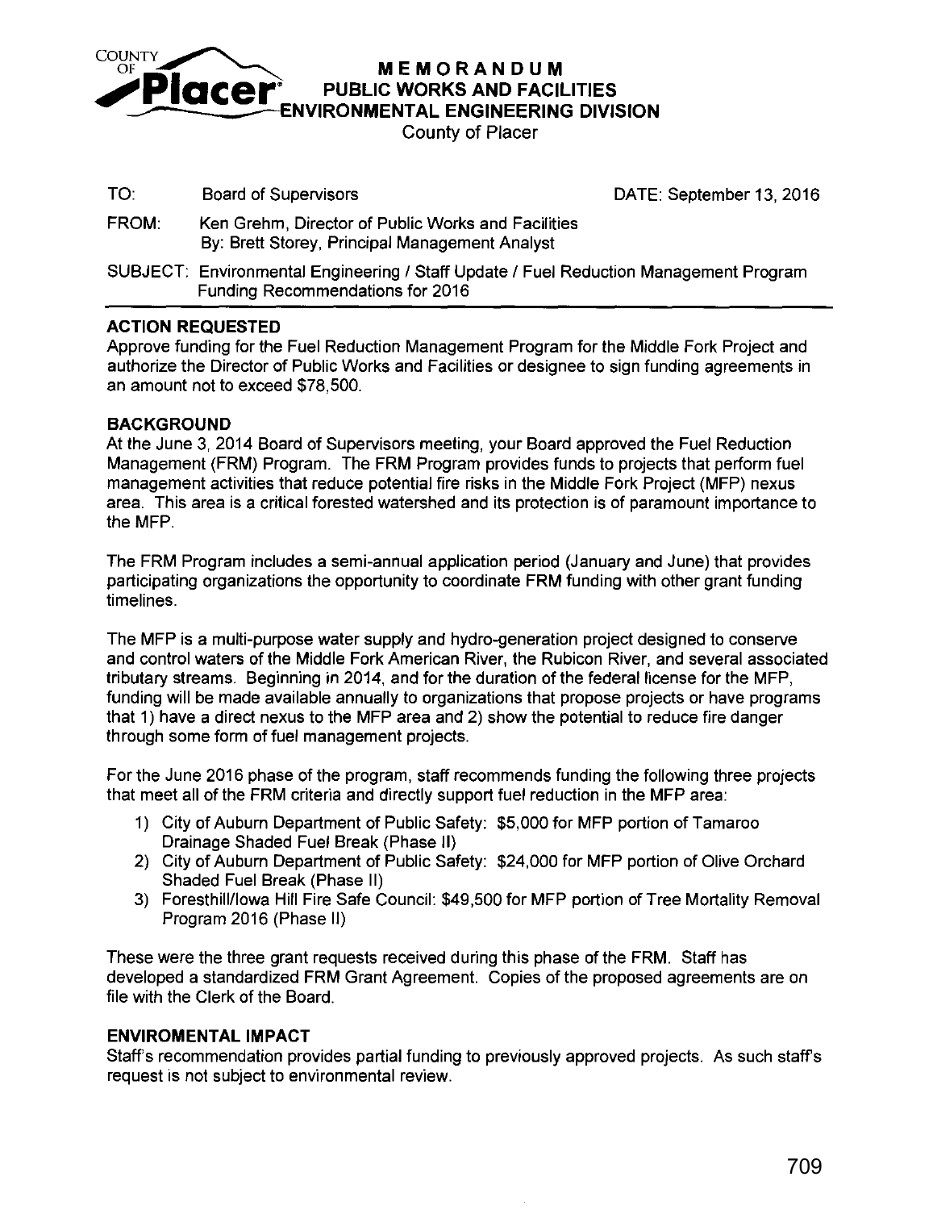COUNTY OF **Placer**

# MEMORANDUM
## PUBLIC WORKS AND FACILITIES
## ENVIRONMENTAL ENGINEERING DIVISION
County of Placer

TO: Board of Supervisors DATE: September 13, 2016

FROM: Ken Grehm, Director of Public Works and Facilities
By: Brett Storey, Principal Management Analyst

SUBJECT: Environmental Engineering / Staff Update / Fuel Reduction Management Program Funding Recommendations for 2016

---

**ACTION REQUESTED**

Approve funding for the Fuel Reduction Management Program for the Middle Fork Project and authorize the Director of Public Works and Facilities or designee to sign funding agreements in an amount not to exceed $78,500.

**BACKGROUND**

At the June 3, 2014 Board of Supervisors meeting, your Board approved the Fuel Reduction Management (FRM) Program. The FRM Program provides funds to projects that perform fuel management activities that reduce potential fire risks in the Middle Fork Project (MFP) nexus area. This area is a critical forested watershed and its protection is of paramount importance to the MFP.

The FRM Program includes a semi-annual application period (January and June) that provides participating organizations the opportunity to coordinate FRM funding with other grant funding timelines.

The MFP is a multi-purpose water supply and hydro-generation project designed to conserve and control waters of the Middle Fork American River, the Rubicon River, and several associated tributary streams. Beginning in 2014, and for the duration of the federal license for the MFP, funding will be made available annually to organizations that propose projects or have programs that 1) have a direct nexus to the MFP area and 2) show the potential to reduce fire danger through some form of fuel management projects.

For the June 2016 phase of the program, staff recommends funding the following three projects that meet all of the FRM criteria and directly support fuel reduction in the MFP area:

1) City of Auburn Department of Public Safety: $5,000 for MFP portion of Tamaroo Drainage Shaded Fuel Break (Phase II)
2) City of Auburn Department of Public Safety: $24,000 for MFP portion of Olive Orchard Shaded Fuel Break (Phase II)
3) Foresthill/Iowa Hill Fire Safe Council: $49,500 for MFP portion of Tree Mortality Removal Program 2016 (Phase II)

These were the three grant requests received during this phase of the FRM. Staff has developed a standardized FRM Grant Agreement. Copies of the proposed agreements are on file with the Clerk of the Board.

**ENVIROMENTAL IMPACT**

Staff's recommendation provides partial funding to previously approved projects. As such staff's request is not subject to environmental review.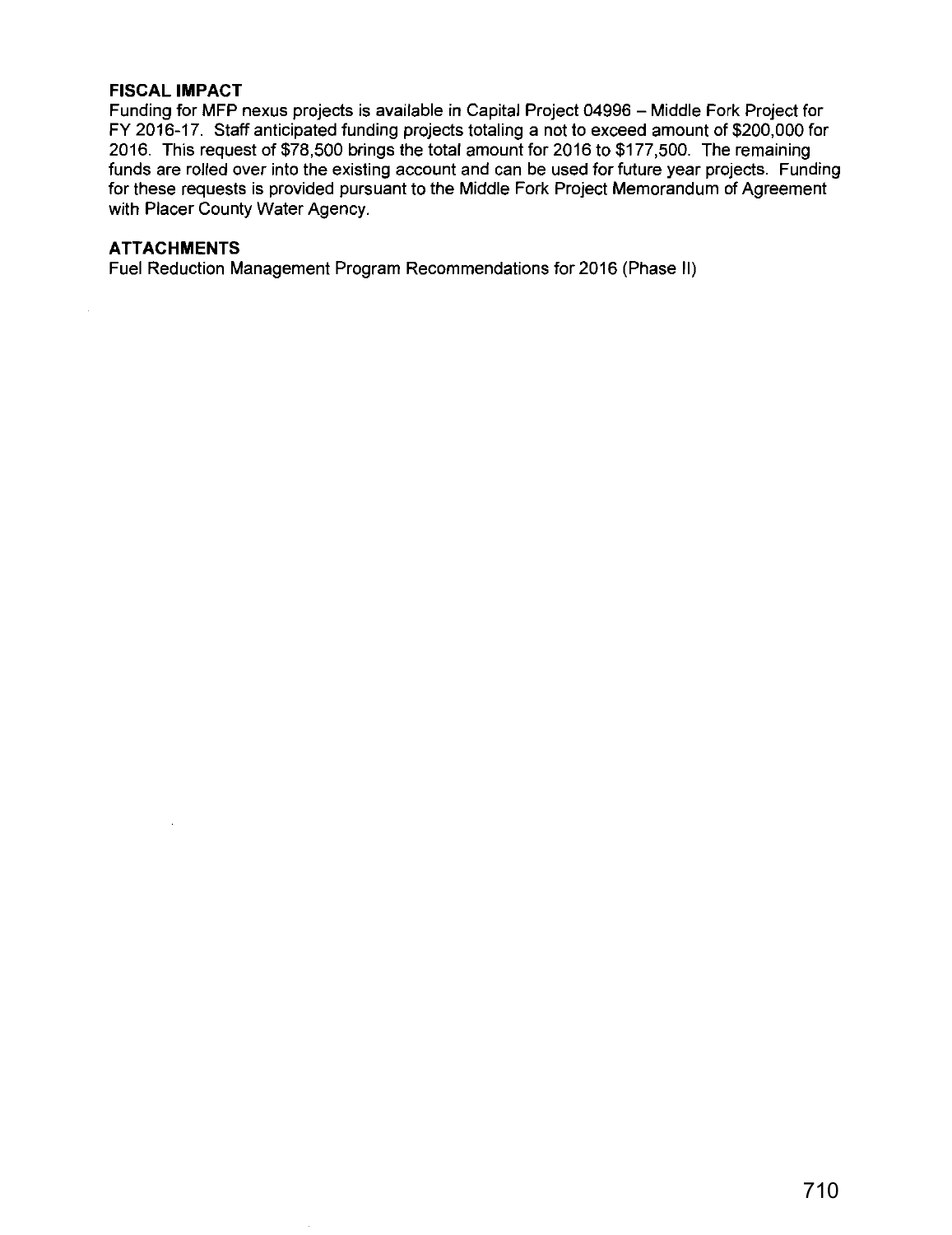**FISCAL IMPACT**

Funding for MFP nexus projects is available in Capital Project 04996 – Middle Fork Project for FY 2016-17. Staff anticipated funding projects totaling a not to exceed amount of $200,000 for 2016. This request of $78,500 brings the total amount for 2016 to $177,500. The remaining funds are rolled over into the existing account and can be used for future year projects. Funding for these requests is provided pursuant to the Middle Fork Project Memorandum of Agreement with Placer County Water Agency.

**ATTACHMENTS**

Fuel Reduction Management Program Recommendations for 2016 (Phase II)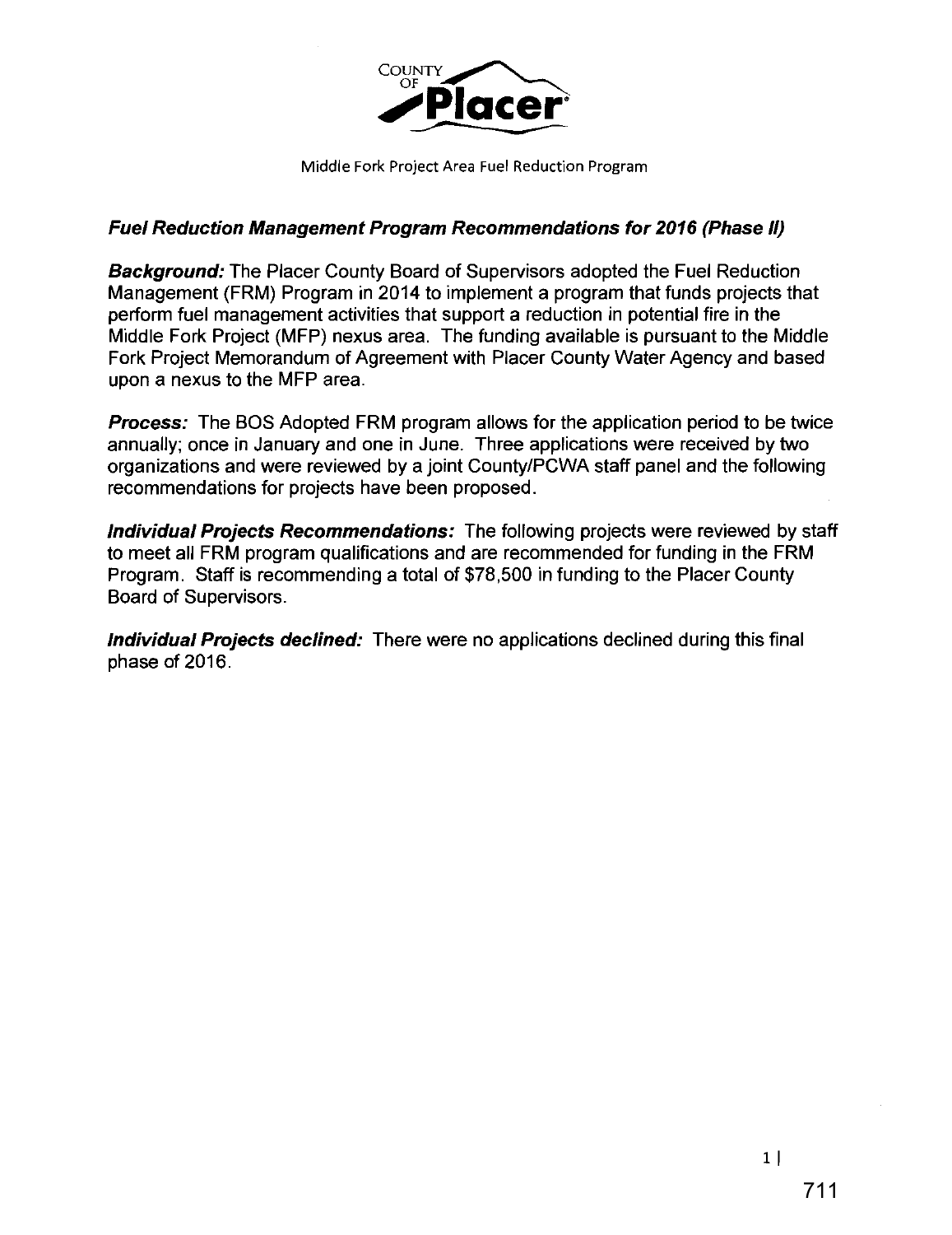COUNTY OF **Placer**

Middle Fork Project Area Fuel Reduction Program

### ***Fuel Reduction Management Program Recommendations for 2016 (Phase II)***

***Background:*** The Placer County Board of Supervisors adopted the Fuel Reduction Management (FRM) Program in 2014 to implement a program that funds projects that perform fuel management activities that support a reduction in potential fire in the Middle Fork Project (MFP) nexus area. The funding available is pursuant to the Middle Fork Project Memorandum of Agreement with Placer County Water Agency and based upon a nexus to the MFP area.

***Process:*** The BOS Adopted FRM program allows for the application period to be twice annually; once in January and one in June. Three applications were received by two organizations and were reviewed by a joint County/PCWA staff panel and the following recommendations for projects have been proposed.

***Individual Projects Recommendations:*** The following projects were reviewed by staff to meet all FRM program qualifications and are recommended for funding in the FRM Program. Staff is recommending a total of $78,500 in funding to the Placer County Board of Supervisors.

***Individual Projects declined:*** There were no applications declined during this final phase of 2016.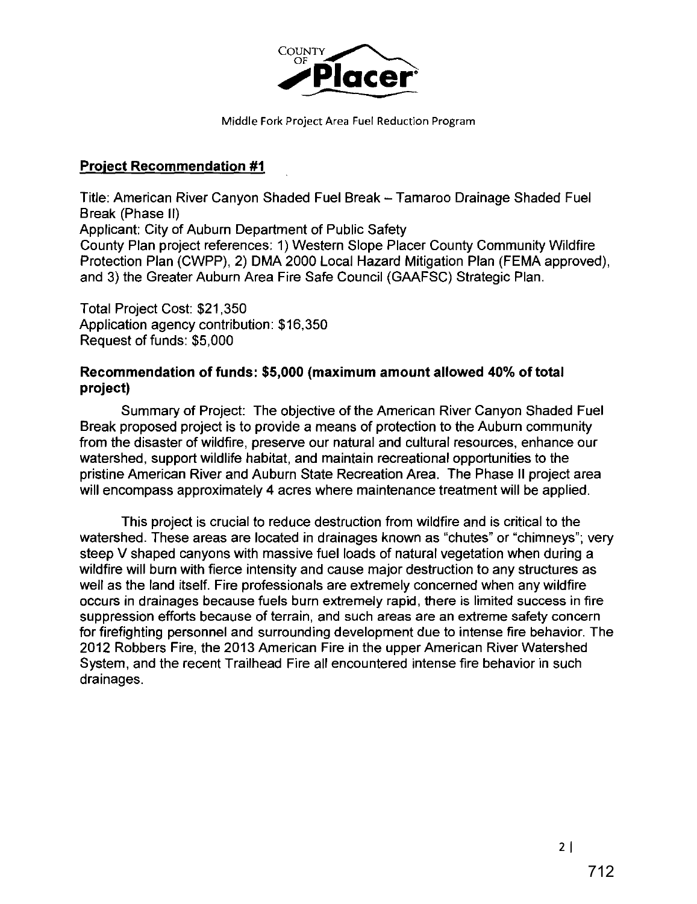COUNTY OF Placer

Middle Fork Project Area Fuel Reduction Program

## Project Recommendation #1

Title: American River Canyon Shaded Fuel Break – Tamaroo Drainage Shaded Fuel Break (Phase II)
Applicant: City of Auburn Department of Public Safety
County Plan project references: 1) Western Slope Placer County Community Wildfire Protection Plan (CWPP), 2) DMA 2000 Local Hazard Mitigation Plan (FEMA approved), and 3) the Greater Auburn Area Fire Safe Council (GAAFSC) Strategic Plan.

Total Project Cost: $21,350
Application agency contribution: $16,350
Request of funds: $5,000

**Recommendation of funds: $5,000 (maximum amount allowed 40% of total project)**

Summary of Project: The objective of the American River Canyon Shaded Fuel Break proposed project is to provide a means of protection to the Auburn community from the disaster of wildfire, preserve our natural and cultural resources, enhance our watershed, support wildlife habitat, and maintain recreational opportunities to the pristine American River and Auburn State Recreation Area. The Phase II project area will encompass approximately 4 acres where maintenance treatment will be applied.

This project is crucial to reduce destruction from wildfire and is critical to the watershed. These areas are located in drainages known as "chutes" or "chimneys"; very steep V shaped canyons with massive fuel loads of natural vegetation when during a wildfire will burn with fierce intensity and cause major destruction to any structures as well as the land itself. Fire professionals are extremely concerned when any wildfire occurs in drainages because fuels burn extremely rapid, there is limited success in fire suppression efforts because of terrain, and such areas are an extreme safety concern for firefighting personnel and surrounding development due to intense fire behavior. The 2012 Robbers Fire, the 2013 American Fire in the upper American River Watershed System, and the recent Trailhead Fire all encountered intense fire behavior in such drainages.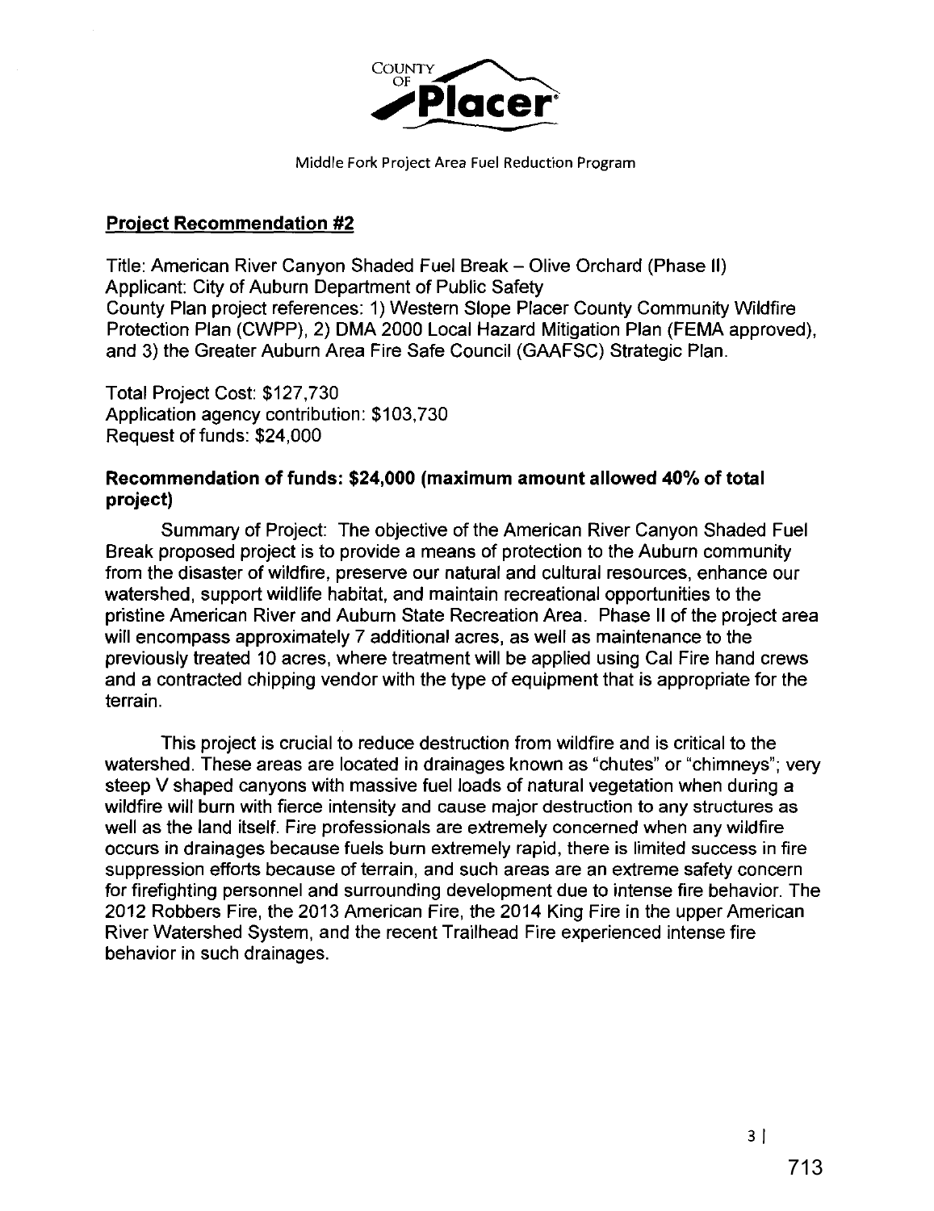COUNTY OF Placer

Middle Fork Project Area Fuel Reduction Program

## Project Recommendation #2

Title: American River Canyon Shaded Fuel Break – Olive Orchard (Phase II)
Applicant: City of Auburn Department of Public Safety
County Plan project references: 1) Western Slope Placer County Community Wildfire Protection Plan (CWPP), 2) DMA 2000 Local Hazard Mitigation Plan (FEMA approved), and 3) the Greater Auburn Area Fire Safe Council (GAAFSC) Strategic Plan.

Total Project Cost: $127,730
Application agency contribution: $103,730
Request of funds: $24,000

**Recommendation of funds: $24,000 (maximum amount allowed 40% of total project)**

Summary of Project: The objective of the American River Canyon Shaded Fuel Break proposed project is to provide a means of protection to the Auburn community from the disaster of wildfire, preserve our natural and cultural resources, enhance our watershed, support wildlife habitat, and maintain recreational opportunities to the pristine American River and Auburn State Recreation Area. Phase II of the project area will encompass approximately 7 additional acres, as well as maintenance to the previously treated 10 acres, where treatment will be applied using Cal Fire hand crews and a contracted chipping vendor with the type of equipment that is appropriate for the terrain.

This project is crucial to reduce destruction from wildfire and is critical to the watershed. These areas are located in drainages known as "chutes" or "chimneys"; very steep V shaped canyons with massive fuel loads of natural vegetation when during a wildfire will burn with fierce intensity and cause major destruction to any structures as well as the land itself. Fire professionals are extremely concerned when any wildfire occurs in drainages because fuels burn extremely rapid, there is limited success in fire suppression efforts because of terrain, and such areas are an extreme safety concern for firefighting personnel and surrounding development due to intense fire behavior. The 2012 Robbers Fire, the 2013 American Fire, the 2014 King Fire in the upper American River Watershed System, and the recent Trailhead Fire experienced intense fire behavior in such drainages.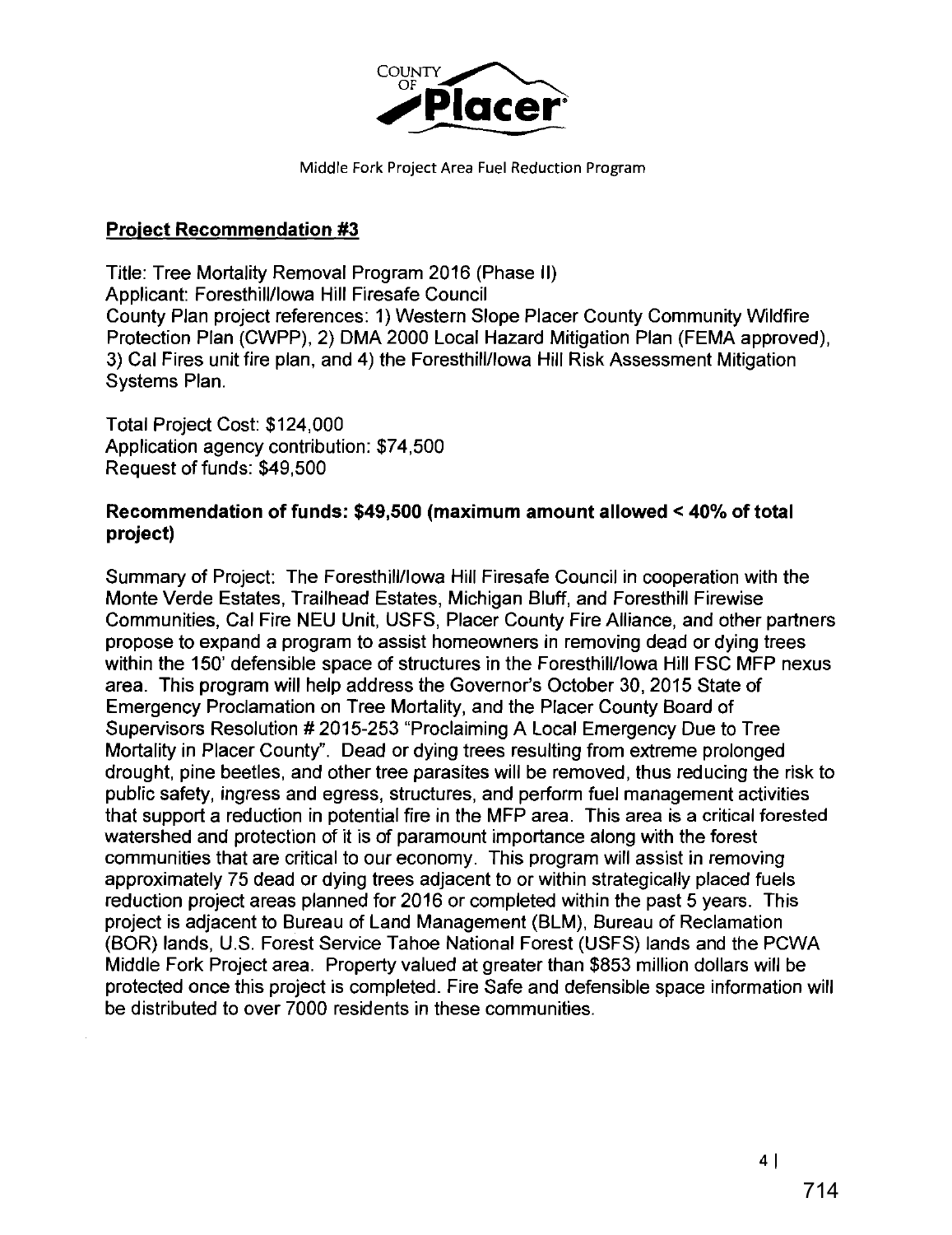COUNTY OF Placer

Middle Fork Project Area Fuel Reduction Program

## Project Recommendation #3

Title: Tree Mortality Removal Program 2016 (Phase II)
Applicant: Foresthill/Iowa Hill Firesafe Council
County Plan project references: 1) Western Slope Placer County Community Wildfire Protection Plan (CWPP), 2) DMA 2000 Local Hazard Mitigation Plan (FEMA approved), 3) Cal Fires unit fire plan, and 4) the Foresthill/Iowa Hill Risk Assessment Mitigation Systems Plan.

Total Project Cost: $124,000
Application agency contribution: $74,500
Request of funds: $49,500

**Recommendation of funds: $49,500 (maximum amount allowed < 40% of total project)**

Summary of Project: The Foresthill/Iowa Hill Firesafe Council in cooperation with the Monte Verde Estates, Trailhead Estates, Michigan Bluff, and Foresthill Firewise Communities, Cal Fire NEU Unit, USFS, Placer County Fire Alliance, and other partners propose to expand a program to assist homeowners in removing dead or dying trees within the 150' defensible space of structures in the Foresthill/Iowa Hill FSC MFP nexus area. This program will help address the Governor's October 30, 2015 State of Emergency Proclamation on Tree Mortality, and the Placer County Board of Supervisors Resolution # 2015-253 "Proclaiming A Local Emergency Due to Tree Mortality in Placer County". Dead or dying trees resulting from extreme prolonged drought, pine beetles, and other tree parasites will be removed, thus reducing the risk to public safety, ingress and egress, structures, and perform fuel management activities that support a reduction in potential fire in the MFP area. This area is a critical forested watershed and protection of it is of paramount importance along with the forest communities that are critical to our economy. This program will assist in removing approximately 75 dead or dying trees adjacent to or within strategically placed fuels reduction project areas planned for 2016 or completed within the past 5 years. This project is adjacent to Bureau of Land Management (BLM), Bureau of Reclamation (BOR) lands, U.S. Forest Service Tahoe National Forest (USFS) lands and the PCWA Middle Fork Project area. Property valued at greater than $853 million dollars will be protected once this project is completed. Fire Safe and defensible space information will be distributed to over 7000 residents in these communities.